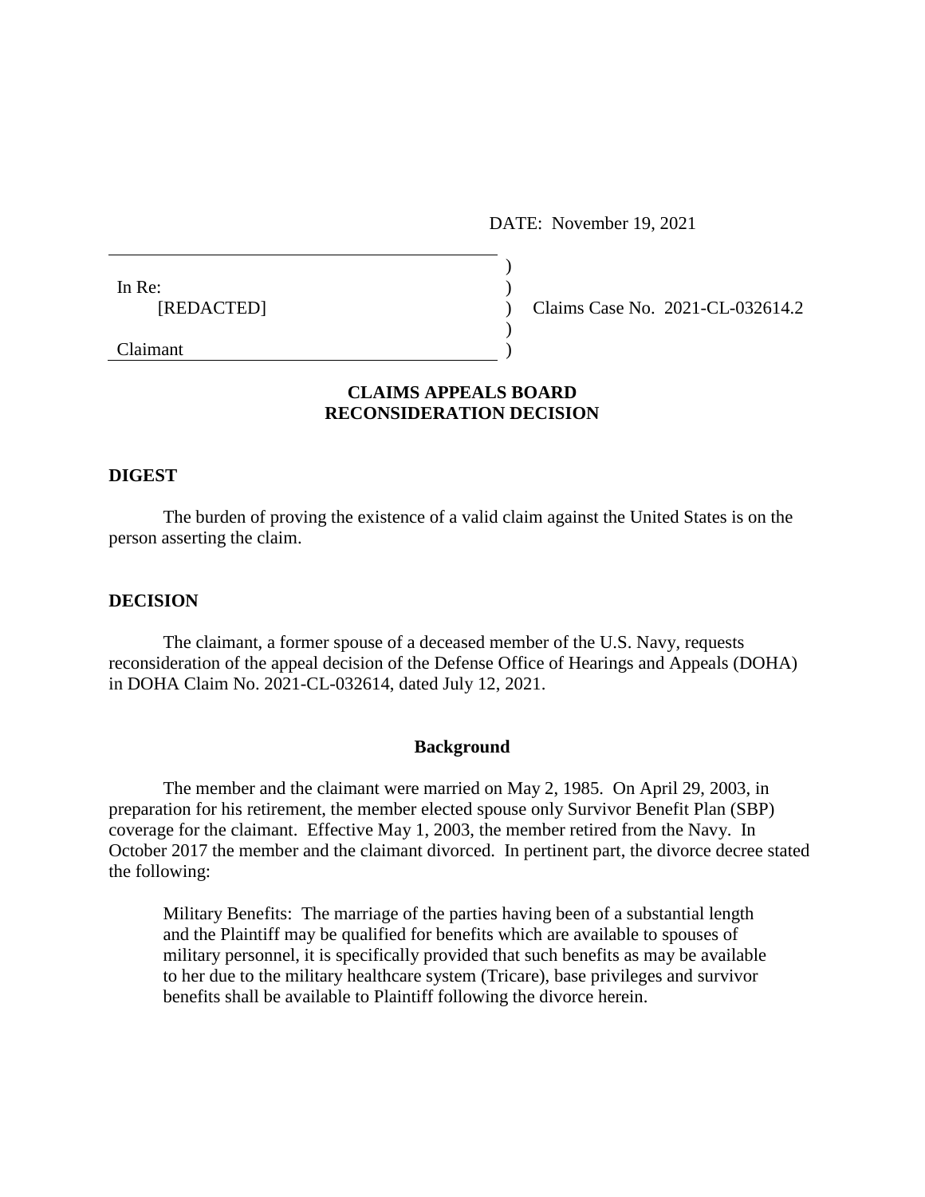DATE: November 19, 2021

In Re:
[REDACTED]

Claimant

Claims Case No. 2021-CL-032614.2

**CLAIMS APPEALS BOARD**
**RECONSIDERATION DECISION**

**DIGEST**

The burden of proving the existence of a valid claim against the United States is on the person asserting the claim.

**DECISION**

The claimant, a former spouse of a deceased member of the U.S. Navy, requests reconsideration of the appeal decision of the Defense Office of Hearings and Appeals (DOHA) in DOHA Claim No. 2021-CL-032614, dated July 12, 2021.

**Background**

The member and the claimant were married on May 2, 1985. On April 29, 2003, in preparation for his retirement, the member elected spouse only Survivor Benefit Plan (SBP) coverage for the claimant. Effective May 1, 2003, the member retired from the Navy. In October 2017 the member and the claimant divorced. In pertinent part, the divorce decree stated the following:

> Military Benefits: The marriage of the parties having been of a substantial length and the Plaintiff may be qualified for benefits which are available to spouses of military personnel, it is specifically provided that such benefits as may be available to her due to the military healthcare system (Tricare), base privileges and survivor benefits shall be available to Plaintiff following the divorce herein.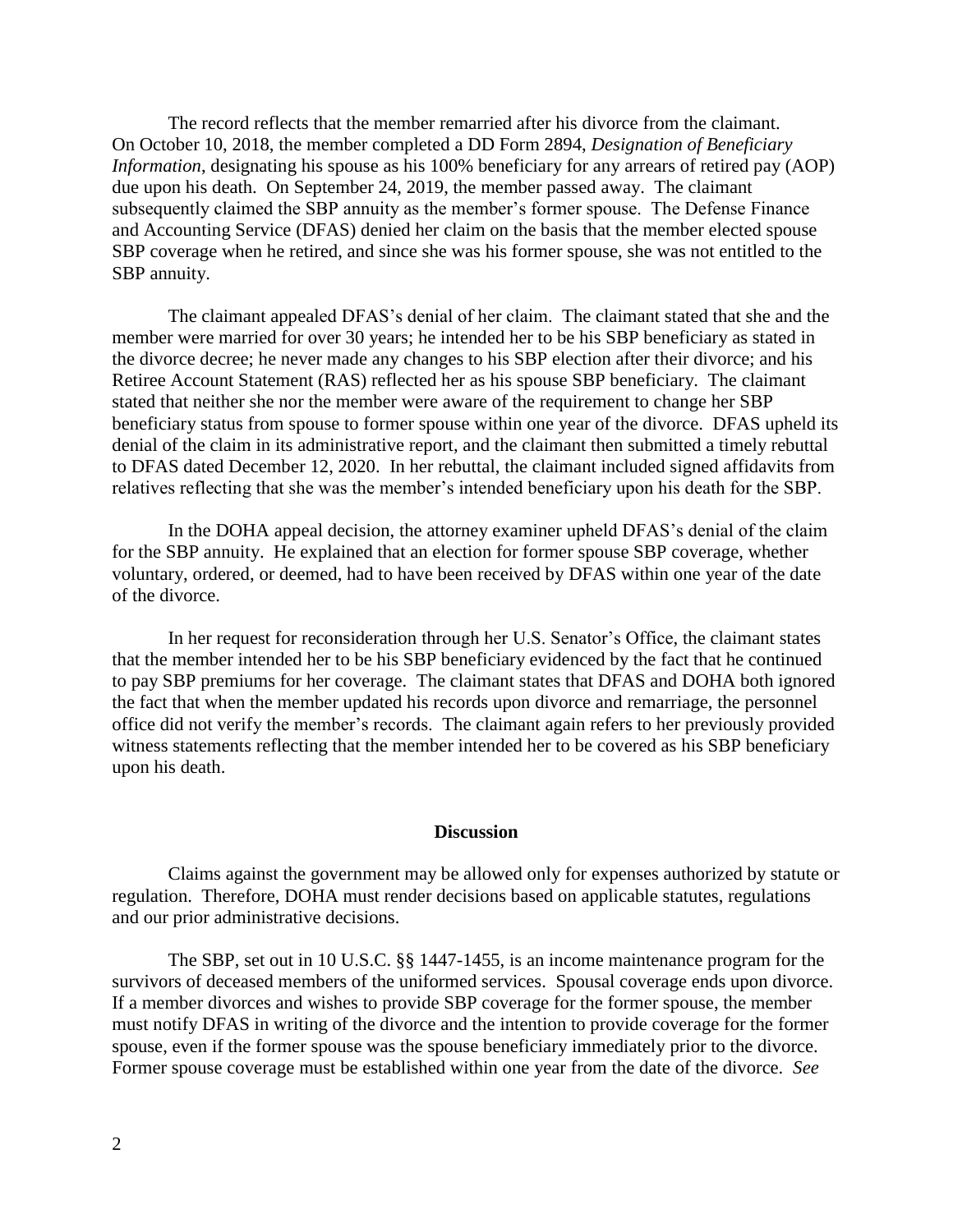The record reflects that the member remarried after his divorce from the claimant. On October 10, 2018, the member completed a DD Form 2894, *Designation of Beneficiary Information*, designating his spouse as his 100% beneficiary for any arrears of retired pay (AOP) due upon his death. On September 24, 2019, the member passed away. The claimant subsequently claimed the SBP annuity as the member's former spouse. The Defense Finance and Accounting Service (DFAS) denied her claim on the basis that the member elected spouse SBP coverage when he retired, and since she was his former spouse, she was not entitled to the SBP annuity.

The claimant appealed DFAS's denial of her claim. The claimant stated that she and the member were married for over 30 years; he intended her to be his SBP beneficiary as stated in the divorce decree; he never made any changes to his SBP election after their divorce; and his Retiree Account Statement (RAS) reflected her as his spouse SBP beneficiary. The claimant stated that neither she nor the member were aware of the requirement to change her SBP beneficiary status from spouse to former spouse within one year of the divorce. DFAS upheld its denial of the claim in its administrative report, and the claimant then submitted a timely rebuttal to DFAS dated December 12, 2020. In her rebuttal, the claimant included signed affidavits from relatives reflecting that she was the member's intended beneficiary upon his death for the SBP.

In the DOHA appeal decision, the attorney examiner upheld DFAS's denial of the claim for the SBP annuity. He explained that an election for former spouse SBP coverage, whether voluntary, ordered, or deemed, had to have been received by DFAS within one year of the date of the divorce.

In her request for reconsideration through her U.S. Senator's Office, the claimant states that the member intended her to be his SBP beneficiary evidenced by the fact that he continued to pay SBP premiums for her coverage. The claimant states that DFAS and DOHA both ignored the fact that when the member updated his records upon divorce and remarriage, the personnel office did not verify the member's records. The claimant again refers to her previously provided witness statements reflecting that the member intended her to be covered as his SBP beneficiary upon his death.

## Discussion

Claims against the government may be allowed only for expenses authorized by statute or regulation. Therefore, DOHA must render decisions based on applicable statutes, regulations and our prior administrative decisions.

The SBP, set out in 10 U.S.C. §§ 1447-1455, is an income maintenance program for the survivors of deceased members of the uniformed services. Spousal coverage ends upon divorce. If a member divorces and wishes to provide SBP coverage for the former spouse, the member must notify DFAS in writing of the divorce and the intention to provide coverage for the former spouse, even if the former spouse was the spouse beneficiary immediately prior to the divorce. Former spouse coverage must be established within one year from the date of the divorce. *See*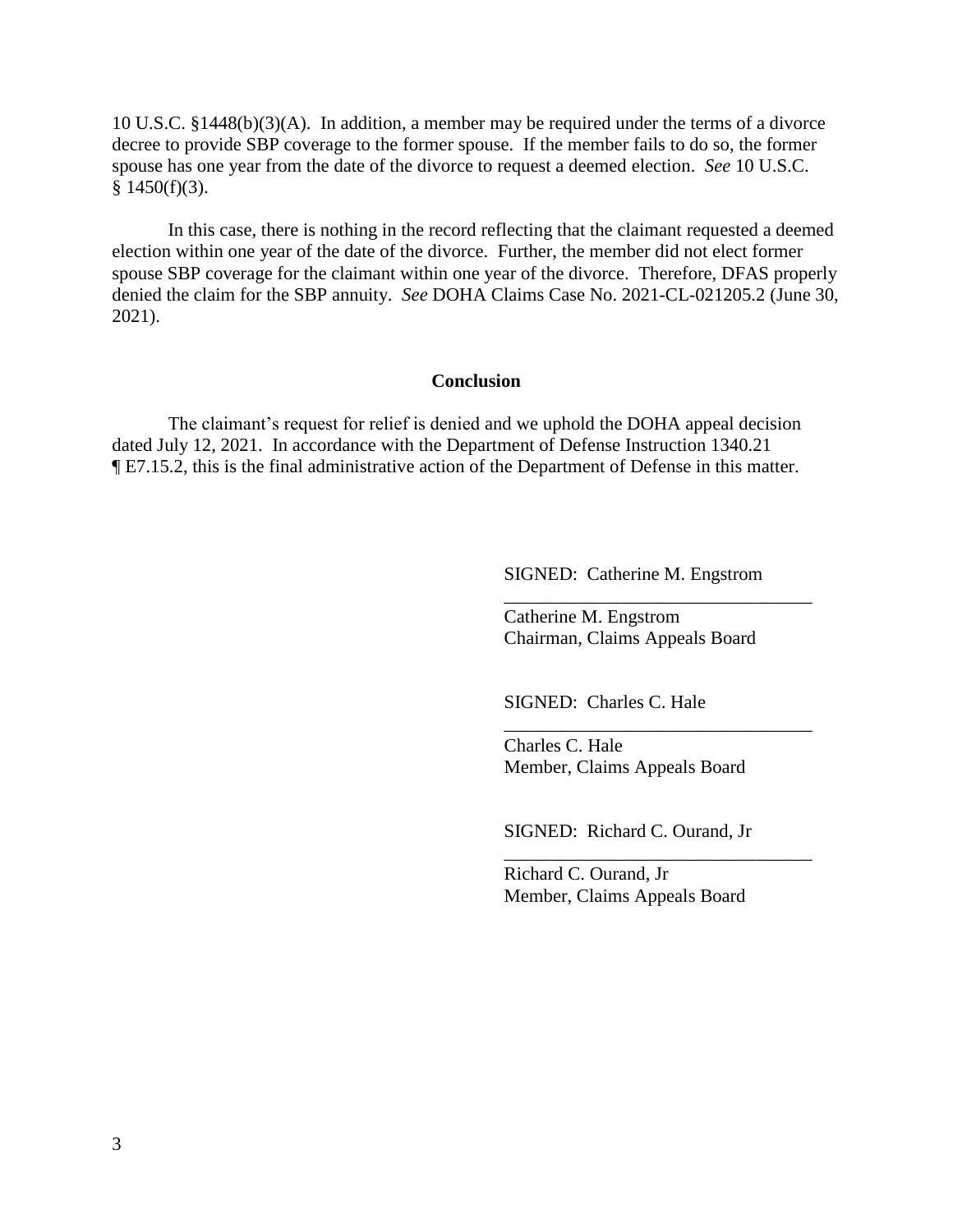10 U.S.C. §1448(b)(3)(A). In addition, a member may be required under the terms of a divorce decree to provide SBP coverage to the former spouse. If the member fails to do so, the former spouse has one year from the date of the divorce to request a deemed election. *See* 10 U.S.C. § 1450(f)(3).

In this case, there is nothing in the record reflecting that the claimant requested a deemed election within one year of the date of the divorce. Further, the member did not elect former spouse SBP coverage for the claimant within one year of the divorce. Therefore, DFAS properly denied the claim for the SBP annuity. *See* DOHA Claims Case No. 2021-CL-021205.2 (June 30, 2021).

**Conclusion**

The claimant's request for relief is denied and we uphold the DOHA appeal decision dated July 12, 2021. In accordance with the Department of Defense Instruction 1340.21 ¶ E7.15.2, this is the final administrative action of the Department of Defense in this matter.

SIGNED: Catherine M. Engstrom
_________________________________
Catherine M. Engstrom
Chairman, Claims Appeals Board

SIGNED: Charles C. Hale
_________________________________
Charles C. Hale
Member, Claims Appeals Board

SIGNED: Richard C. Ourand, Jr
_________________________________
Richard C. Ourand, Jr
Member, Claims Appeals Board